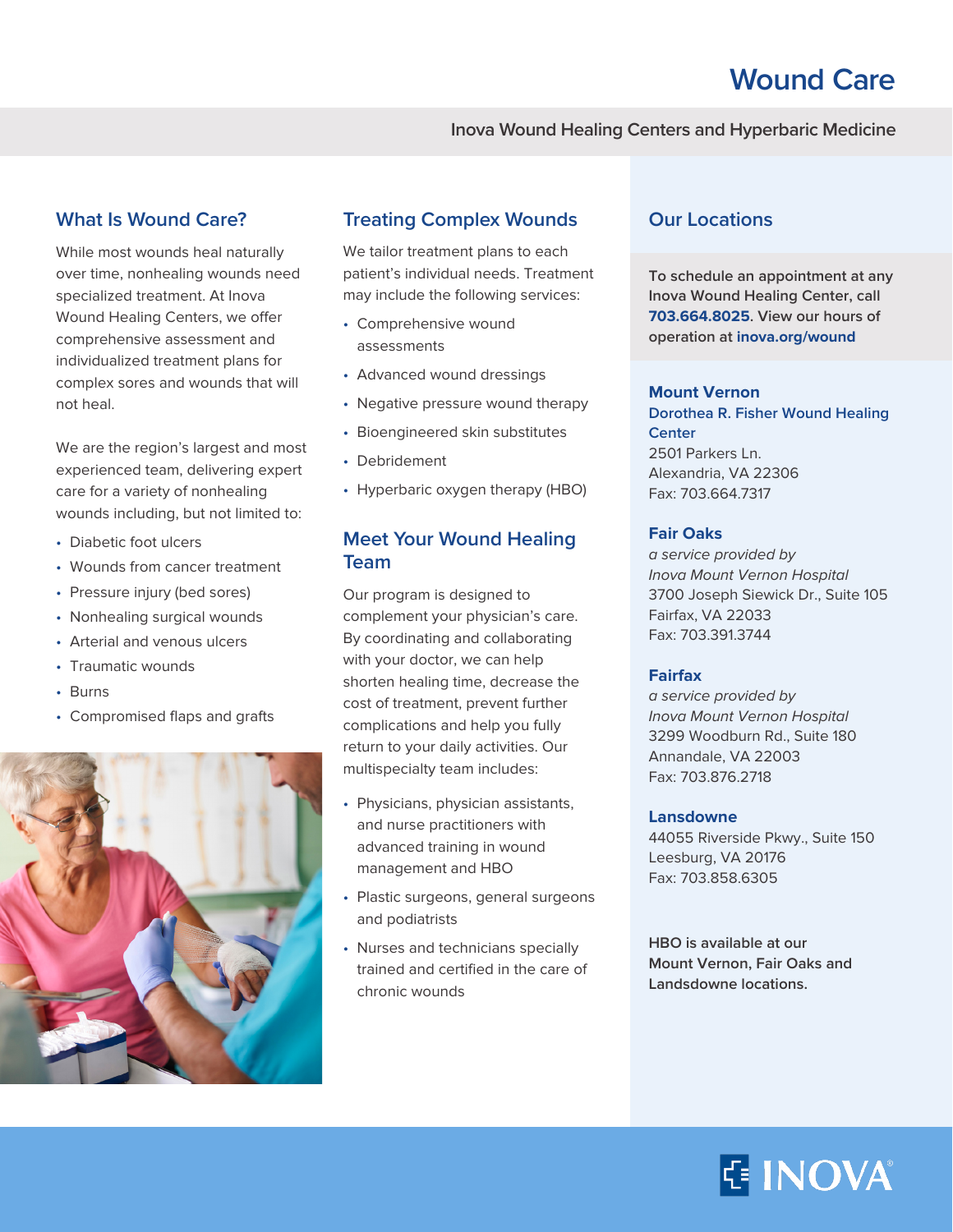# Wound Care

Inova Wound Healing Centers and Hyperbaric Medicine

## What Is Wound Care?

While most wounds heal naturally over time, nonhealing wounds need specialized treatment. At Inova Wound Healing Centers, we offer comprehensive assessment and individualized treatment plans for complex sores and wounds that will not heal.

We are the region's largest and most experienced team, delivering expert care for a variety of nonhealing wounds including, but not limited to:

- Diabetic foot ulcers
- Wounds from cancer treatment
- Pressure injury (bed sores)
- Nonhealing surgical wounds
- Arterial and venous ulcers
- Traumatic wounds
- Burns
- Compromised flaps and grafts

## Treating Complex Wounds

We tailor treatment plans to each patient's individual needs. Treatment may include the following services:

- Comprehensive wound assessments
- Advanced wound dressings
- Negative pressure wound therapy
- Bioengineered skin substitutes
- Debridement
- Hyperbaric oxygen therapy (HBO)

## Meet Your Wound Healing Team

Our program is designed to complement your physician's care. By coordinating and collaborating with your doctor, we can help shorten healing time, decrease the cost of treatment, prevent further complications and help you fully return to your daily activities. Our multispecialty team includes:

- Physicians, physician assistants, and nurse practitioners with advanced training in wound management and HBO
- Plastic surgeons, general surgeons and podiatrists
- Nurses and technicians specially trained and certified in the care of chronic wounds

## Our Locations

**To schedule an appointment at any Inova Wound Healing Center, call 703.664.8025. View our hours of operation at inova.org/wound**

### Mount Vernon

**Dorothea R. Fisher Wound Healing Center**
2501 Parkers Ln.
Alexandria, VA 22306
Fax: 703.664.7317

### Fair Oaks

*a service provided by Inova Mount Vernon Hospital*
3700 Joseph Siewick Dr., Suite 105
Fairfax, VA 22033
Fax: 703.391.3744

### Fairfax

*a service provided by Inova Mount Vernon Hospital*
3299 Woodburn Rd., Suite 180
Annandale, VA 22003
Fax: 703.876.2718

### Lansdowne

44055 Riverside Pkwy., Suite 150
Leesburg, VA 20176
Fax: 703.858.6305

**HBO is available at our Mount Vernon, Fair Oaks and Landsdowne locations.**

INOVA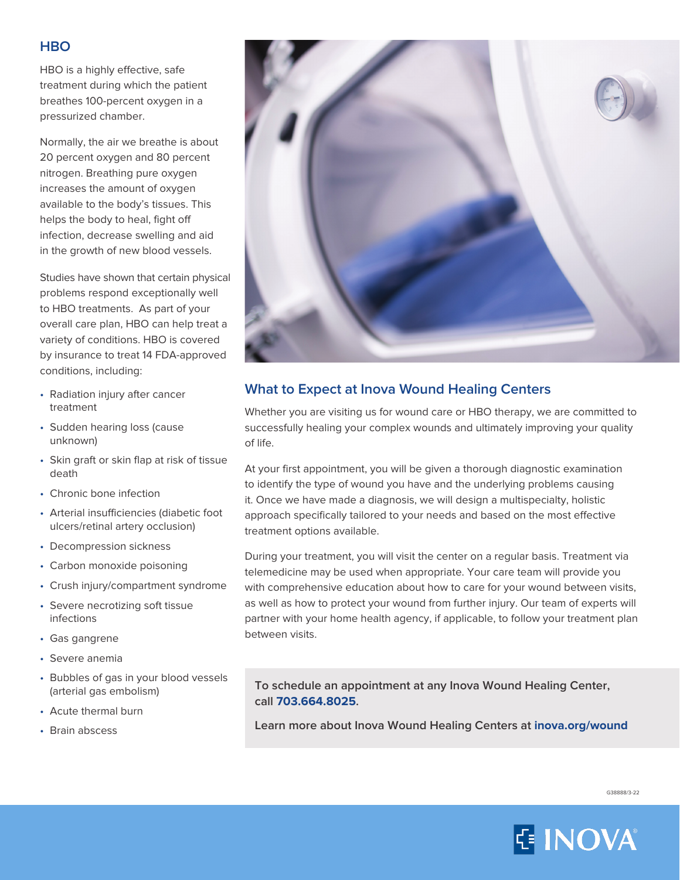## HBO

HBO is a highly effective, safe treatment during which the patient breathes 100-percent oxygen in a pressurized chamber.

Normally, the air we breathe is about 20 percent oxygen and 80 percent nitrogen. Breathing pure oxygen increases the amount of oxygen available to the body's tissues. This helps the body to heal, fight off infection, decrease swelling and aid in the growth of new blood vessels.

Studies have shown that certain physical problems respond exceptionally well to HBO treatments. As part of your overall care plan, HBO can help treat a variety of conditions. HBO is covered by insurance to treat 14 FDA-approved conditions, including:

- Radiation injury after cancer treatment
- Sudden hearing loss (cause unknown)
- Skin graft or skin flap at risk of tissue death
- Chronic bone infection
- Arterial insufficiencies (diabetic foot ulcers/retinal artery occlusion)
- Decompression sickness
- Carbon monoxide poisoning
- Crush injury/compartment syndrome
- Severe necrotizing soft tissue infections
- Gas gangrene
- Severe anemia
- Bubbles of gas in your blood vessels (arterial gas embolism)
- Acute thermal burn
- Brain abscess

## What to Expect at Inova Wound Healing Centers

Whether you are visiting us for wound care or HBO therapy, we are committed to successfully healing your complex wounds and ultimately improving your quality of life.

At your first appointment, you will be given a thorough diagnostic examination to identify the type of wound you have and the underlying problems causing it. Once we have made a diagnosis, we will design a multispecialty, holistic approach specifically tailored to your needs and based on the most effective treatment options available.

During your treatment, you will visit the center on a regular basis. Treatment via telemedicine may be used when appropriate. Your care team will provide you with comprehensive education about how to care for your wound between visits, as well as how to protect your wound from further injury. Our team of experts will partner with your home health agency, if applicable, to follow your treatment plan between visits.

**To schedule an appointment at any Inova Wound Healing Center, call 703.664.8025.**

**Learn more about Inova Wound Healing Centers at inova.org/wound**

G38888/3-22

INOVA